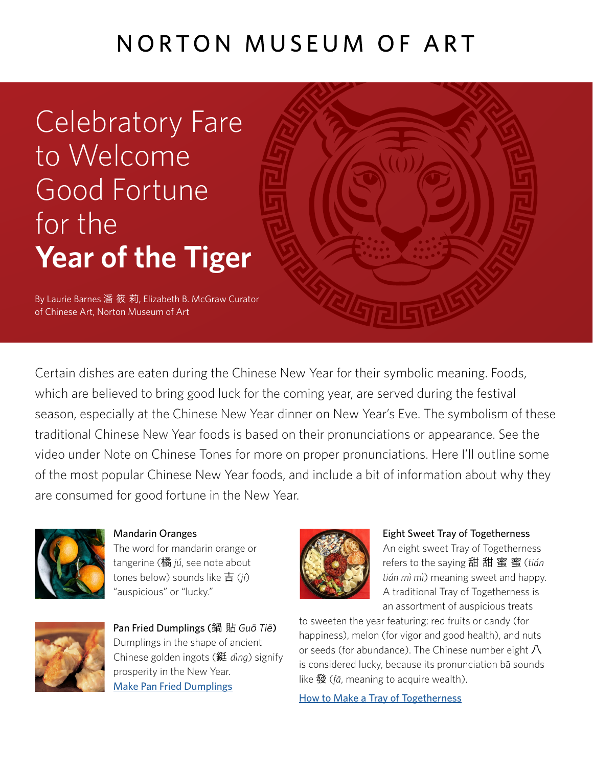# NORTON MUSEUM OF ART

# Celebratory Fare to Welcome Good Fortune for the **Year of the Tiger**

By Laurie Barnes 潘 筱 莉, Elizabeth B. McGraw Curator of Chinese Art, Norton Museum of Art

Certain dishes are eaten during the Chinese New Year for their symbolic meaning. Foods, which are believed to bring good luck for the coming year, are served during the festival season, especially at the Chinese New Year dinner on New Year's Eve. The symbolism of these traditional Chinese New Year foods is based on their pronunciations or appearance. See the video under Note on Chinese Tones for more on proper pronunciations. Here I'll outline some of the most popular Chinese New Year foods, and include a bit of information about why they are consumed for good fortune in the New Year.

### Mandarin Oranges

The word for mandarin orange or tangerine (橘 *jú*, see note about tones below) sounds like 吉 (*jí*) "auspicious" or "lucky."

### Pan Fried Dumplings (鍋 貼 *Guō Tiē*)

Dumplings in the shape of ancient Chinese golden ingots (鋌 *dìng*) signify prosperity in the New Year.

[Make Pan Fried Dumplings]

### Eight Sweet Tray of Togetherness

An eight sweet Tray of Togetherness refers to the saying 甜 甜 蜜 蜜 (*tián tián mì mì*) meaning sweet and happy. A traditional Tray of Togetherness is an assortment of auspicious treats to sweeten the year featuring: red fruits or candy (for happiness), melon (for vigor and good health), and nuts or seeds (for abundance). The Chinese number eight 八 is considered lucky, because its pronunciation bā sounds like 發 (*fā*, meaning to acquire wealth).

[How to Make a Tray of Togetherness]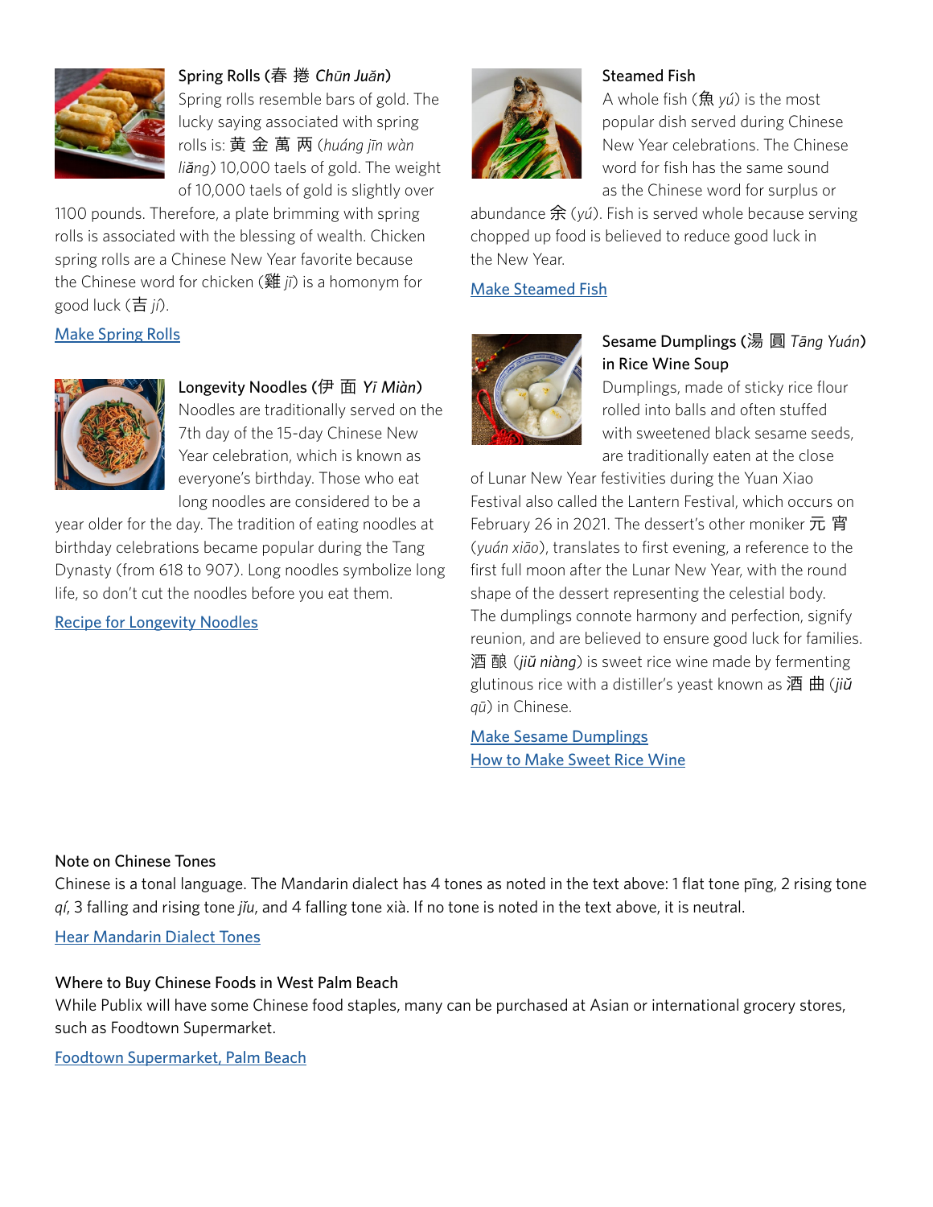### Spring Rolls (春 捲 *Chūn Juǎn*)

Spring rolls resemble bars of gold. The lucky saying associated with spring rolls is: 黄 金 萬 两 (*huáng jīn wàn liǎng*) 10,000 taels of gold. The weight of 10,000 taels of gold is slightly over 1100 pounds. Therefore, a plate brimming with spring rolls is associated with the blessing of wealth. Chicken spring rolls are a Chinese New Year favorite because the Chinese word for chicken (雞 *jī*) is a homonym for good luck (吉 *jí*).

[Make Spring Rolls]

### Longevity Noodles (伊 面 *Yī Miàn*)

Noodles are traditionally served on the 7th day of the 15-day Chinese New Year celebration, which is known as everyone's birthday. Those who eat long noodles are considered to be a year older for the day. The tradition of eating noodles at birthday celebrations became popular during the Tang Dynasty (from 618 to 907). Long noodles symbolize long life, so don't cut the noodles before you eat them.

[Recipe for Longevity Noodles]

### Steamed Fish

A whole fish (魚 *yú*) is the most popular dish served during Chinese New Year celebrations. The Chinese word for fish has the same sound as the Chinese word for surplus or abundance 余 (*yú*). Fish is served whole because serving chopped up food is believed to reduce good luck in the New Year.

[Make Steamed Fish]

### Sesame Dumplings (湯 圓 *Tāng Yuán*) in Rice Wine Soup

Dumplings, made of sticky rice flour rolled into balls and often stuffed with sweetened black sesame seeds, are traditionally eaten at the close of Lunar New Year festivities during the Yuan Xiao Festival also called the Lantern Festival, which occurs on February 26 in 2021. The dessert's other moniker 元 宵 (*yuán xiāo*), translates to first evening, a reference to the first full moon after the Lunar New Year, with the round shape of the dessert representing the celestial body. The dumplings connote harmony and perfection, signify reunion, and are believed to ensure good luck for families. 酒 酿 (*jiǔ niàng*) is sweet rice wine made by fermenting glutinous rice with a distiller's yeast known as 酒 曲 (*jiǔ qū*) in Chinese.

[Make Sesame Dumplings]
[How to Make Sweet Rice Wine]

### Note on Chinese Tones

Chinese is a tonal language. The Mandarin dialect has 4 tones as noted in the text above: 1 flat tone pīng, 2 rising tone *qí*, 3 falling and rising tone *jǐu*, and 4 falling tone xià. If no tone is noted in the text above, it is neutral.

[Hear Mandarin Dialect Tones]

### Where to Buy Chinese Foods in West Palm Beach

While Publix will have some Chinese food staples, many can be purchased at Asian or international grocery stores, such as Foodtown Supermarket.

[Foodtown Supermarket, Palm Beach]